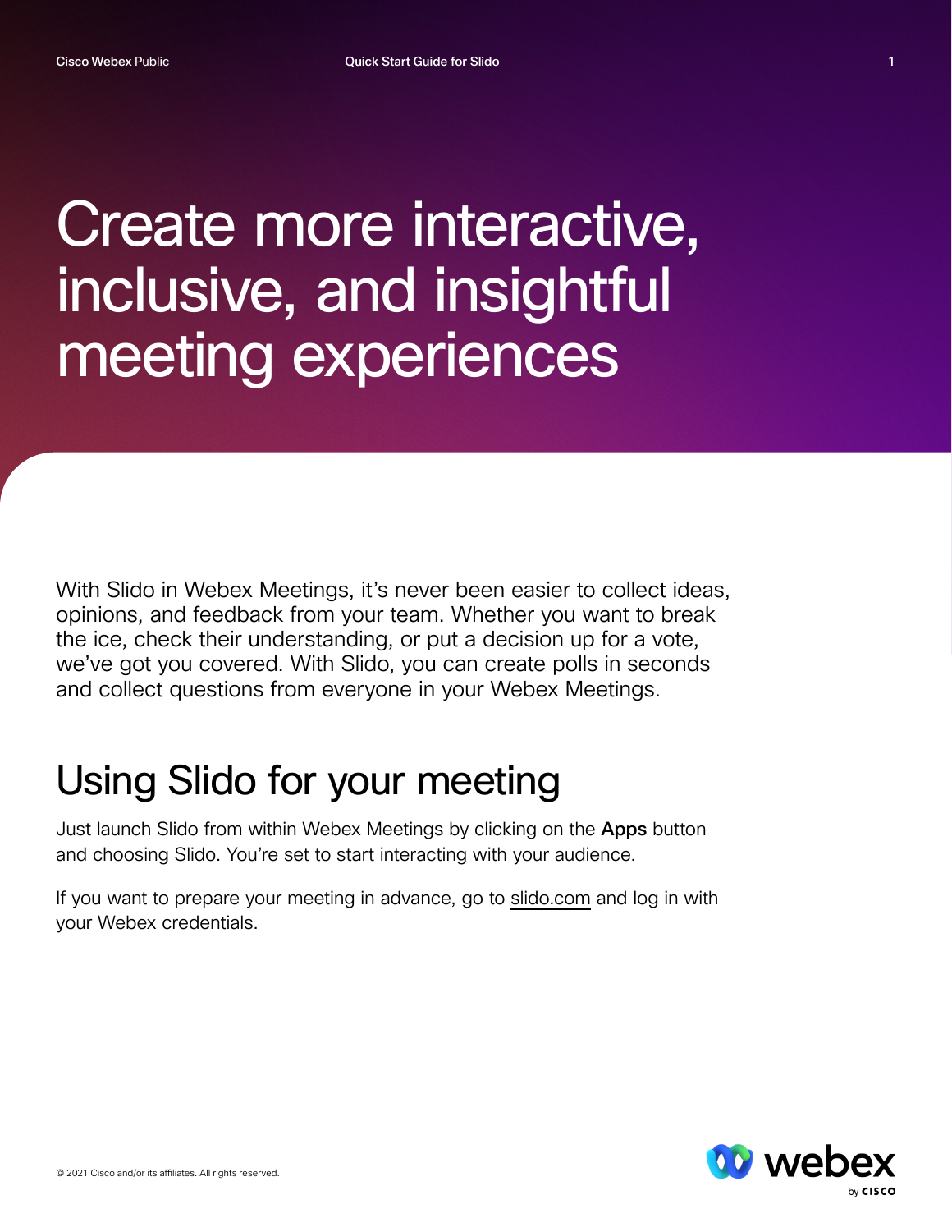# Create more interactive, inclusive, and insightful meeting experiences

With Slido in Webex Meetings, it's never been easier to collect ideas, opinions, and feedback from your team. Whether you want to break the ice, check their understanding, or put a decision up for a vote, we've got you covered. With Slido, you can create polls in seconds and collect questions from everyone in your Webex Meetings.

## Using Slido for your meeting

Just launch Slido from within Webex Meetings by clicking on the **Apps** button and choosing Slido. You're set to start interacting with your audience.

If you want to prepare your meeting in advance, go to slido.com and log in with your Webex credentials.

© 2021 Cisco and/or its affiliates. All rights reserved.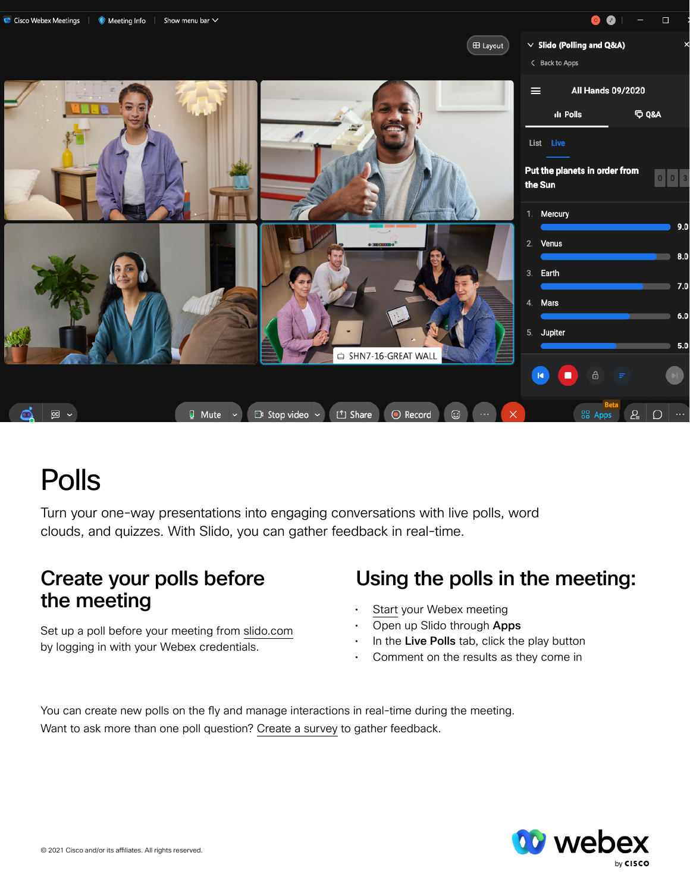# Polls

Turn your one-way presentations into engaging conversations with live polls, word clouds, and quizzes. With Slido, you can gather feedback in real-time.

## Create your polls before the meeting

Set up a poll before your meeting from slido.com by logging in with your Webex credentials.

## Using the polls in the meeting:

- Start your Webex meeting
- Open up Slido through **Apps**
- In the **Live Polls** tab, click the play button
- Comment on the results as they come in

You can create new polls on the fly and manage interactions in real-time during the meeting. Want to ask more than one poll question? Create a survey to gather feedback.

© 2021 Cisco and/or its affiliates. All rights reserved.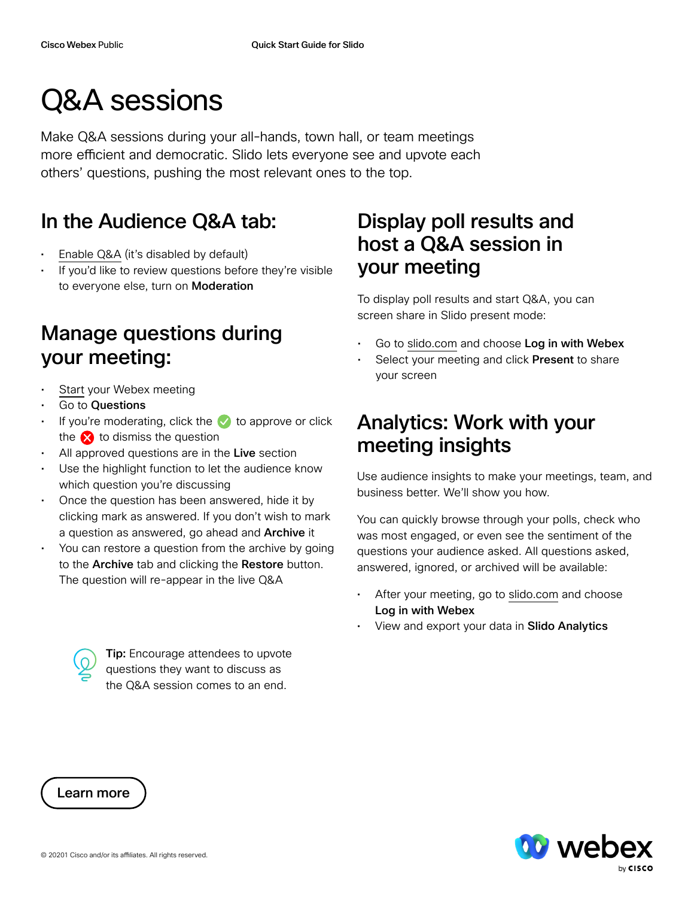# Q&A sessions

Make Q&A sessions during your all-hands, town hall, or team meetings more efficient and democratic. Slido lets everyone see and upvote each others' questions, pushing the most relevant ones to the top.

## In the Audience Q&A tab:

- Enable Q&A (it's disabled by default)
- If you'd like to review questions before they're visible to everyone else, turn on **Moderation**

## Manage questions during your meeting:

- Start your Webex meeting
- Go to **Questions**
- If you're moderating, click the ✅ to approve or click the ❌ to dismiss the question
- All approved questions are in the **Live** section
- Use the highlight function to let the audience know which question you're discussing
- Once the question has been answered, hide it by clicking mark as answered. If you don't wish to mark a question as answered, go ahead and **Archive** it
- You can restore a question from the archive by going to the **Archive** tab and clicking the **Restore** button. The question will re-appear in the live Q&A

**Tip:** Encourage attendees to upvote questions they want to discuss as the Q&A session comes to an end.

## Display poll results and host a Q&A session in your meeting

To display poll results and start Q&A, you can screen share in Slido present mode:

- Go to slido.com and choose **Log in with Webex**
- Select your meeting and click **Present** to share your screen

## Analytics: Work with your meeting insights

Use audience insights to make your meetings, team, and business better. We'll show you how.

You can quickly browse through your polls, check who was most engaged, or even see the sentiment of the questions your audience asked. All questions asked, answered, ignored, or archived will be available:

- After your meeting, go to slido.com and choose **Log in with Webex**
- View and export your data in **Slido Analytics**

Learn more

© 20201 Cisco and/or its affiliates. All rights reserved.